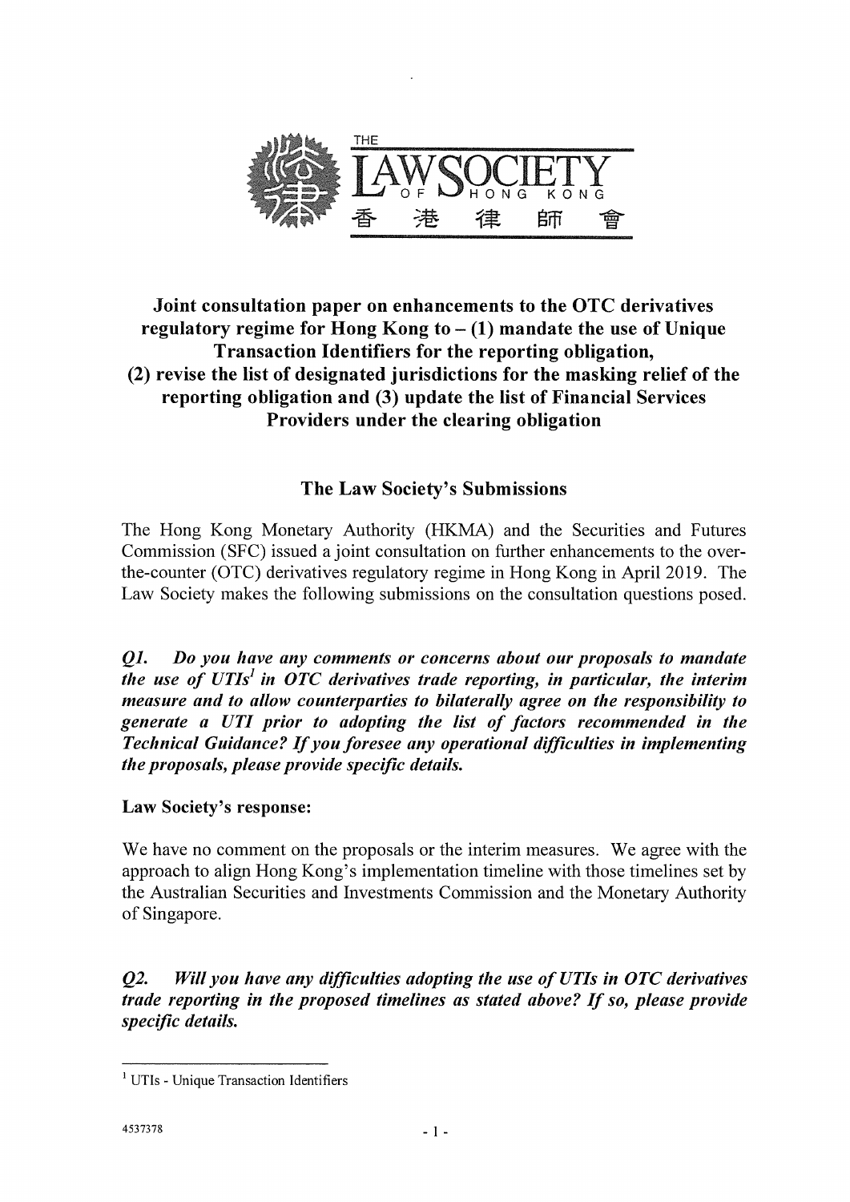THE LAW SOCIETY OF HONG KONG 香港律師會

# Joint consultation paper on enhancements to the OTC derivatives regulatory regime for Hong Kong to – (1) mandate the use of Unique Transaction Identifiers for the reporting obligation, (2) revise the list of designated jurisdictions for the masking relief of the reporting obligation and (3) update the list of Financial Services Providers under the clearing obligation

## The Law Society's Submissions

The Hong Kong Monetary Authority (HKMA) and the Securities and Futures Commission (SFC) issued a joint consultation on further enhancements to the over-the-counter (OTC) derivatives regulatory regime in Hong Kong in April 2019. The Law Society makes the following submissions on the consultation questions posed.

***Q1. Do you have any comments or concerns about our proposals to mandate the use of UTIs[1] in OTC derivatives trade reporting, in particular, the interim measure and to allow counterparties to bilaterally agree on the responsibility to generate a UTI prior to adopting the list of factors recommended in the Technical Guidance? If you foresee any operational difficulties in implementing the proposals, please provide specific details.***

**Law Society's response:**

We have no comment on the proposals or the interim measures. We agree with the approach to align Hong Kong's implementation timeline with those timelines set by the Australian Securities and Investments Commission and the Monetary Authority of Singapore.

***Q2. Will you have any difficulties adopting the use of UTIs in OTC derivatives trade reporting in the proposed timelines as stated above? If so, please provide specific details.***

---

[1] UTIs - Unique Transaction Identifiers

4537378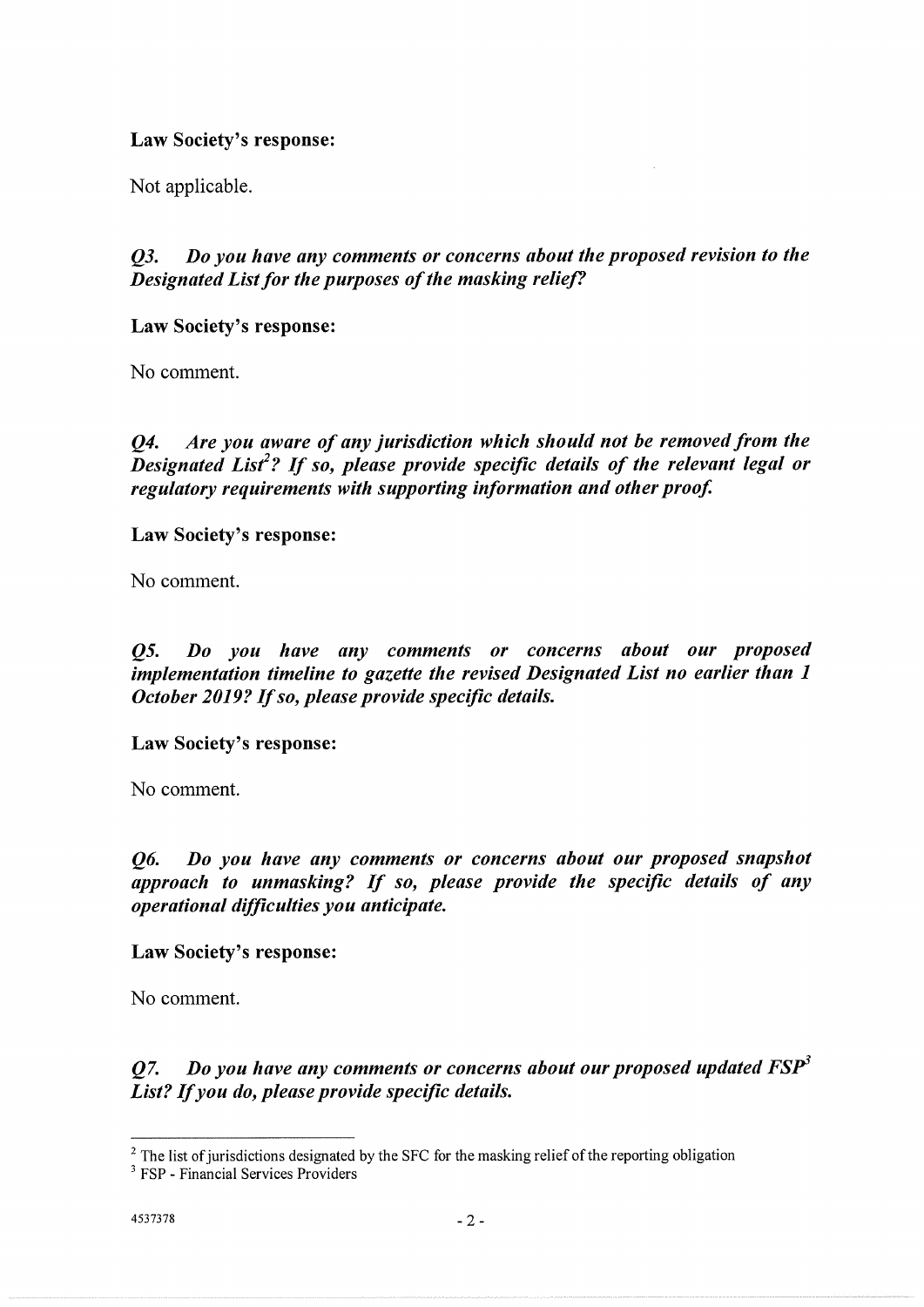**Law Society's response:**

Not applicable.

***Q3. Do you have any comments or concerns about the proposed revision to the Designated List for the purposes of the masking relief?***

**Law Society's response:**

No comment.

***Q4. Are you aware of any jurisdiction which should not be removed from the Designated List[2]? If so, please provide specific details of the relevant legal or regulatory requirements with supporting information and other proof.***

**Law Society's response:**

No comment.

***Q5. Do you have any comments or concerns about our proposed implementation timeline to gazette the revised Designated List no earlier than 1 October 2019? If so, please provide specific details.***

**Law Society's response:**

No comment.

***Q6. Do you have any comments or concerns about our proposed snapshot approach to unmasking? If so, please provide the specific details of any operational difficulties you anticipate.***

**Law Society's response:**

No comment.

***Q7. Do you have any comments or concerns about our proposed updated FSP[3] List? If you do, please provide specific details.***

---

[2] The list of jurisdictions designated by the SFC for the masking relief of the reporting obligation

[3] FSP - Financial Services Providers

4537378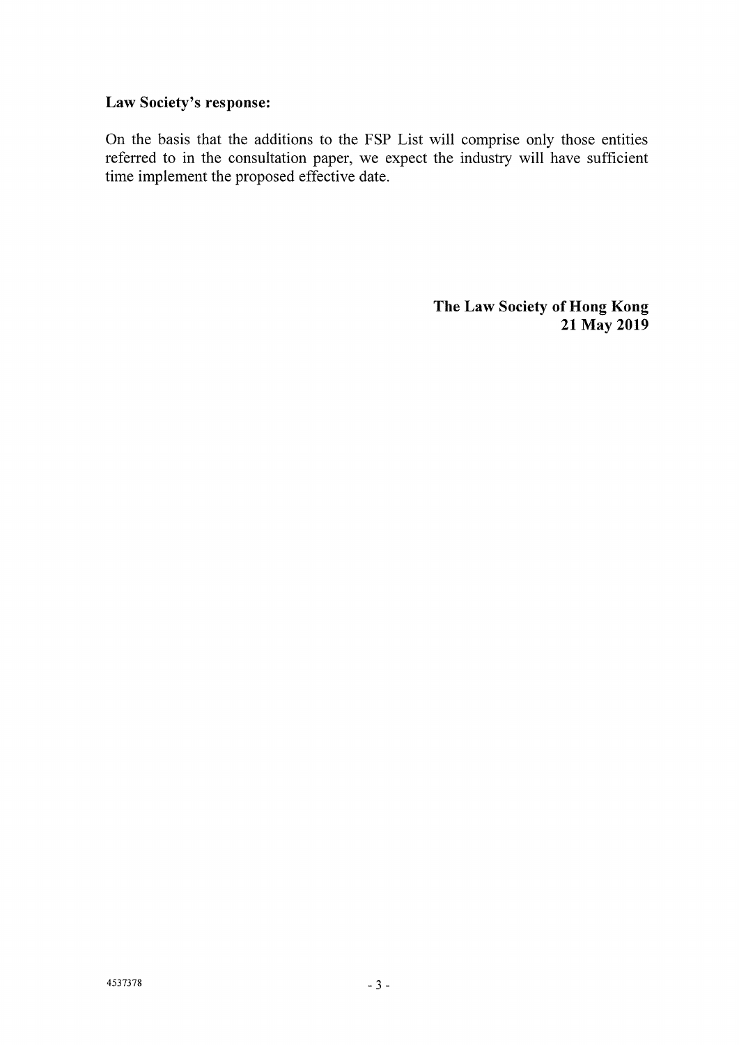**Law Society's response:**

On the basis that the additions to the FSP List will comprise only those entities referred to in the consultation paper, we expect the industry will have sufficient time implement the proposed effective date.

**The Law Society of Hong Kong**
**21 May 2019**

4537378